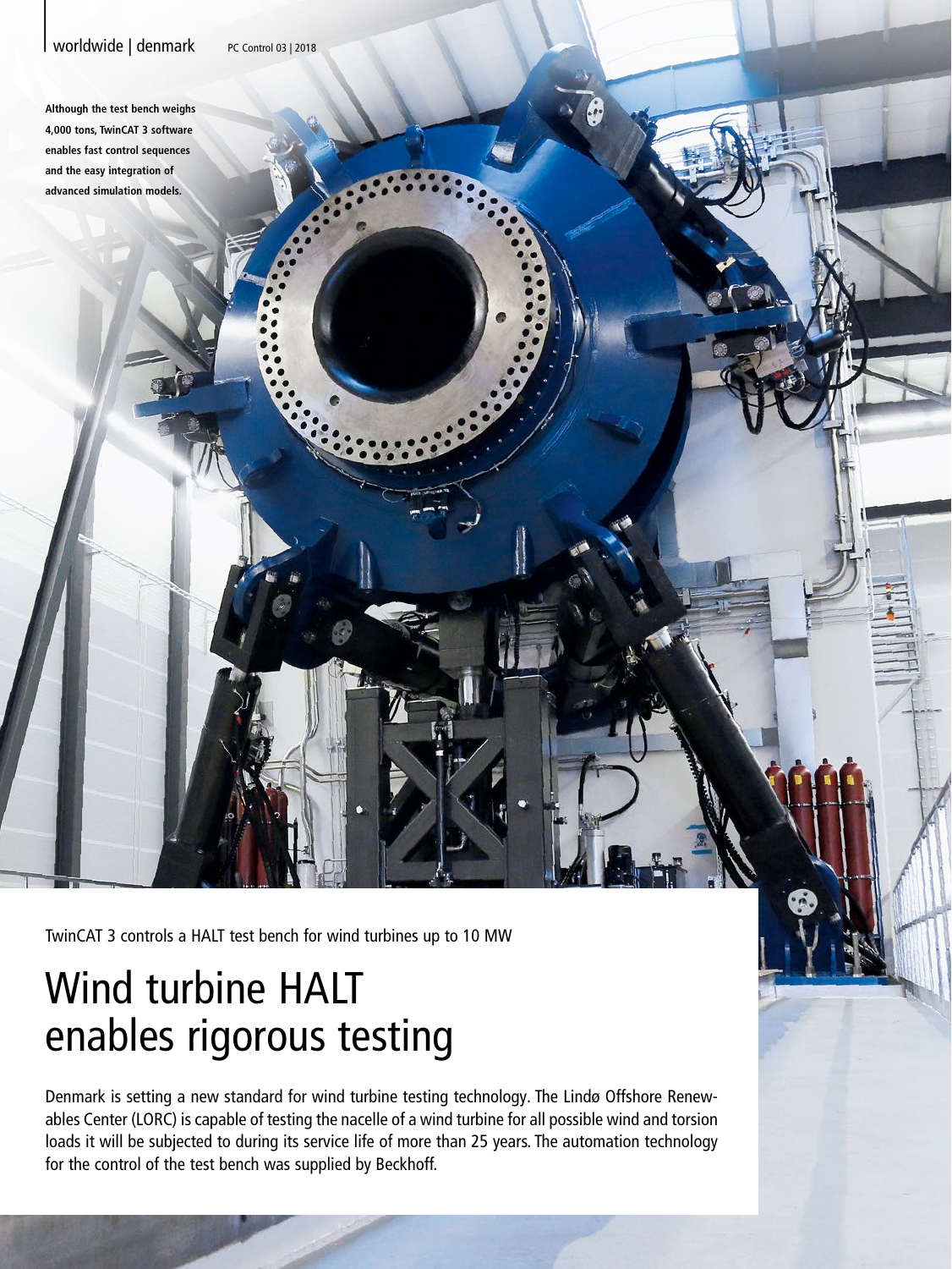**Although the test bench weighs 4,000 tons, TwinCAT 3 software enables fast control sequences and the easy integration of advanced simulation models.**

TwinCAT 3 controls a HALT test bench for wind turbines up to 10 MW

# Wind turbine HALT enables rigorous testing

Denmark is setting a new standard for wind turbine testing technology. The Lindø Offshore Renewables Center (LORC) is capable of testing the nacelle of a wind turbine for all possible wind and torsion loads it will be subjected to during its service life of more than 25 years. The automation technology for the control of the test bench was supplied by Beckhoff.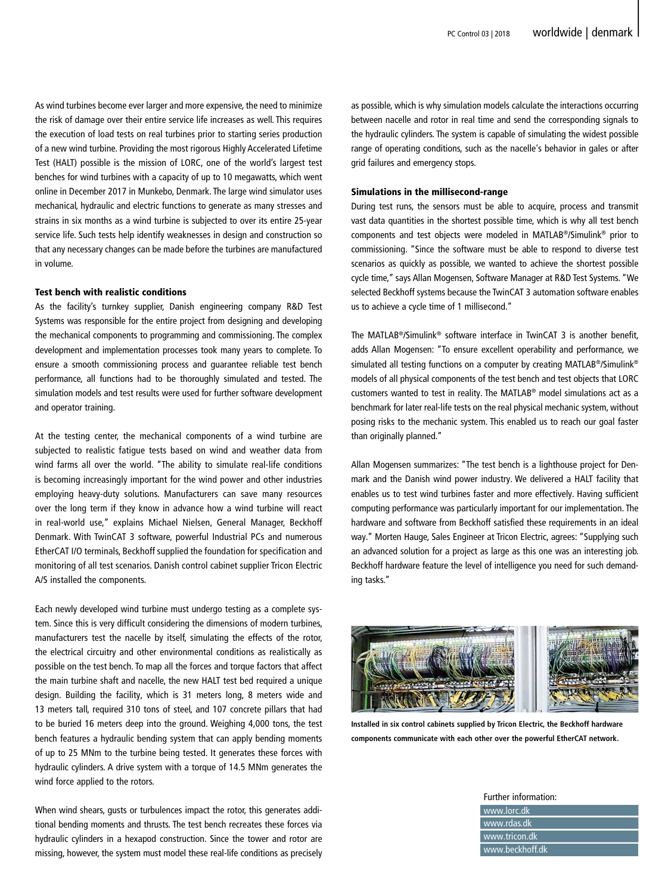As wind turbines become ever larger and more expensive, the need to minimize the risk of damage over their entire service life increases as well. This requires the execution of load tests on real turbines prior to starting series production of a new wind turbine. Providing the most rigorous Highly Accelerated Lifetime Test (HALT) possible is the mission of LORC, one of the world's largest test benches for wind turbines with a capacity of up to 10 megawatts, which went online in December 2017 in Munkebo, Denmark. The large wind simulator uses mechanical, hydraulic and electric functions to generate as many stresses and strains in six months as a wind turbine is subjected to over its entire 25-year service life. Such tests help identify weaknesses in design and construction so that any necessary changes can be made before the turbines are manufactured in volume.

### Test bench with realistic conditions

As the facility's turnkey supplier, Danish engineering company R&D Test Systems was responsible for the entire project from designing and developing the mechanical components to programming and commissioning. The complex development and implementation processes took many years to complete. To ensure a smooth commissioning process and guarantee reliable test bench performance, all functions had to be thoroughly simulated and tested. The simulation models and test results were used for further software development and operator training.

At the testing center, the mechanical components of a wind turbine are subjected to realistic fatigue tests based on wind and weather data from wind farms all over the world. "The ability to simulate real-life conditions is becoming increasingly important for the wind power and other industries employing heavy-duty solutions. Manufacturers can save many resources over the long term if they know in advance how a wind turbine will react in real-world use," explains Michael Nielsen, General Manager, Beckhoff Denmark. With TwinCAT 3 software, powerful Industrial PCs and numerous EtherCAT I/O terminals, Beckhoff supplied the foundation for specification and monitoring of all test scenarios. Danish control cabinet supplier Tricon Electric A/S installed the components.

Each newly developed wind turbine must undergo testing as a complete system. Since this is very difficult considering the dimensions of modern turbines, manufacturers test the nacelle by itself, simulating the effects of the rotor, the electrical circuitry and other environmental conditions as realistically as possible on the test bench. To map all the forces and torque factors that affect the main turbine shaft and nacelle, the new HALT test bed required a unique design. Building the facility, which is 31 meters long, 8 meters wide and 13 meters tall, required 310 tons of steel, and 107 concrete pillars that had to be buried 16 meters deep into the ground. Weighing 4,000 tons, the test bench features a hydraulic bending system that can apply bending moments of up to 25 MNm to the turbine being tested. It generates these forces with hydraulic cylinders. A drive system with a torque of 14.5 MNm generates the wind force applied to the rotors.

When wind shears, gusts or turbulences impact the rotor, this generates additional bending moments and thrusts. The test bench recreates these forces via hydraulic cylinders in a hexapod construction. Since the tower and rotor are missing, however, the system must model these real-life conditions as precisely as possible, which is why simulation models calculate the interactions occurring between nacelle and rotor in real time and send the corresponding signals to the hydraulic cylinders. The system is capable of simulating the widest possible range of operating conditions, such as the nacelle's behavior in gales or after grid failures and emergency stops.

### Simulations in the millisecond-range

During test runs, the sensors must be able to acquire, process and transmit vast data quantities in the shortest possible time, which is why all test bench components and test objects were modeled in MATLAB®/Simulink® prior to commissioning. "Since the software must be able to respond to diverse test scenarios as quickly as possible, we wanted to achieve the shortest possible cycle time," says Allan Mogensen, Software Manager at R&D Test Systems. "We selected Beckhoff systems because the TwinCAT 3 automation software enables us to achieve a cycle time of 1 millisecond."

The MATLAB®/Simulink® software interface in TwinCAT 3 is another benefit, adds Allan Mogensen: "To ensure excellent operability and performance, we simulated all testing functions on a computer by creating MATLAB®/Simulink® models of all physical components of the test bench and test objects that LORC customers wanted to test in reality. The MATLAB® model simulations act as a benchmark for later real-life tests on the real physical mechanic system, without posing risks to the mechanic system. This enabled us to reach our goal faster than originally planned."

Allan Mogensen summarizes: "The test bench is a lighthouse project for Denmark and the Danish wind power industry. We delivered a HALT facility that enables us to test wind turbines faster and more effectively. Having sufficient computing performance was particularly important for our implementation. The hardware and software from Beckhoff satisfied these requirements in an ideal way." Morten Hauge, Sales Engineer at Tricon Electric, agrees: "Supplying such an advanced solution for a project as large as this one was an interesting job. Beckhoff hardware feature the level of intelligence you need for such demanding tasks."

**Installed in six control cabinets supplied by Tricon Electric, the Beckhoff hardware components communicate with each other over the powerful EtherCAT network.**

Further information:
www.lorc.dk
www.rdas.dk
www.tricon.dk
www.beckhoff.dk